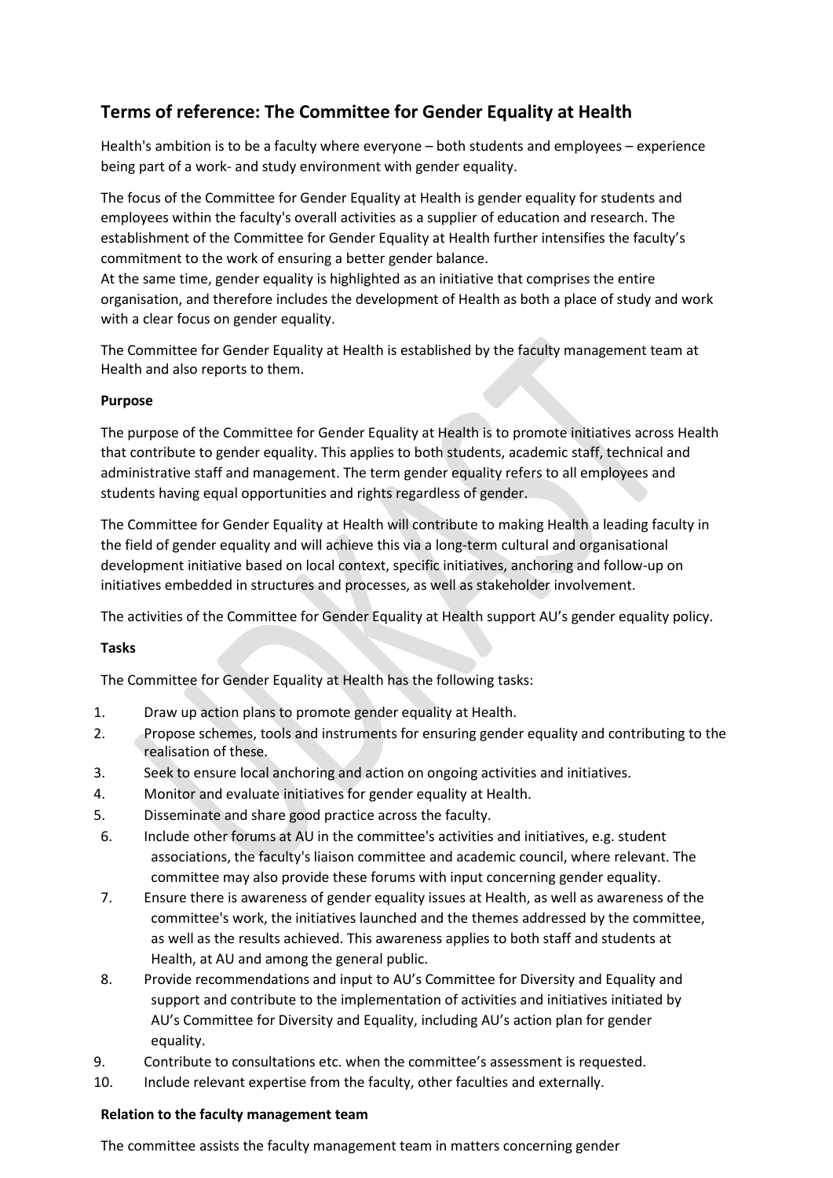# Terms of reference: The Committee for Gender Equality at Health

Health's ambition is to be a faculty where everyone – both students and employees – experience being part of a work- and study environment with gender equality.

The focus of the Committee for Gender Equality at Health is gender equality for students and employees within the faculty's overall activities as a supplier of education and research. The establishment of the Committee for Gender Equality at Health further intensifies the faculty's commitment to the work of ensuring a better gender balance.
At the same time, gender equality is highlighted as an initiative that comprises the entire organisation, and therefore includes the development of Health as both a place of study and work with a clear focus on gender equality.

The Committee for Gender Equality at Health is established by the faculty management team at Health and also reports to them.

**Purpose**

The purpose of the Committee for Gender Equality at Health is to promote initiatives across Health that contribute to gender equality. This applies to both students, academic staff, technical and administrative staff and management. The term gender equality refers to all employees and students having equal opportunities and rights regardless of gender.

The Committee for Gender Equality at Health will contribute to making Health a leading faculty in the field of gender equality and will achieve this via a long-term cultural and organisational development initiative based on local context, specific initiatives, anchoring and follow-up on initiatives embedded in structures and processes, as well as stakeholder involvement.

The activities of the Committee for Gender Equality at Health support AU's gender equality policy.

**Tasks**

The Committee for Gender Equality at Health has the following tasks:

1. Draw up action plans to promote gender equality at Health.
2. Propose schemes, tools and instruments for ensuring gender equality and contributing to the realisation of these.
3. Seek to ensure local anchoring and action on ongoing activities and initiatives.
4. Monitor and evaluate initiatives for gender equality at Health.
5. Disseminate and share good practice across the faculty.
6. Include other forums at AU in the committee's activities and initiatives, e.g. student associations, the faculty's liaison committee and academic council, where relevant. The committee may also provide these forums with input concerning gender equality.
7. Ensure there is awareness of gender equality issues at Health, as well as awareness of the committee's work, the initiatives launched and the themes addressed by the committee, as well as the results achieved. This awareness applies to both staff and students at Health, at AU and among the general public.
8. Provide recommendations and input to AU's Committee for Diversity and Equality and support and contribute to the implementation of activities and initiatives initiated by AU's Committee for Diversity and Equality, including AU's action plan for gender equality.
9. Contribute to consultations etc. when the committee's assessment is requested.
10. Include relevant expertise from the faculty, other faculties and externally.

**Relation to the faculty management team**

The committee assists the faculty management team in matters concerning gender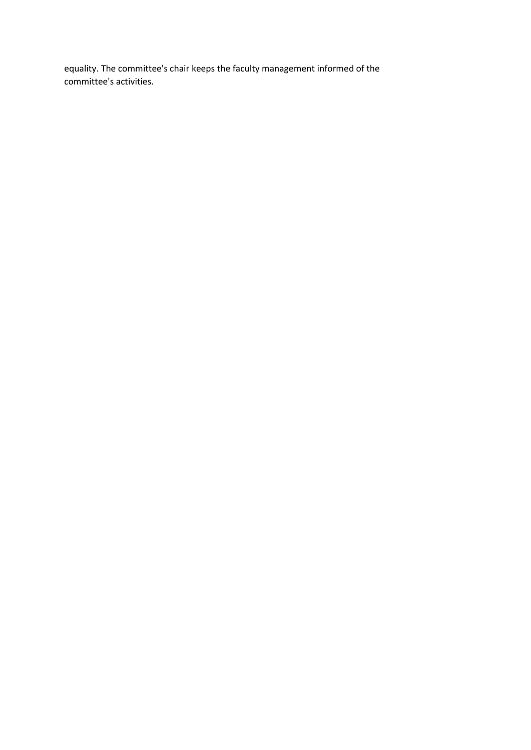equality. The committee's chair keeps the faculty management informed of the committee's activities.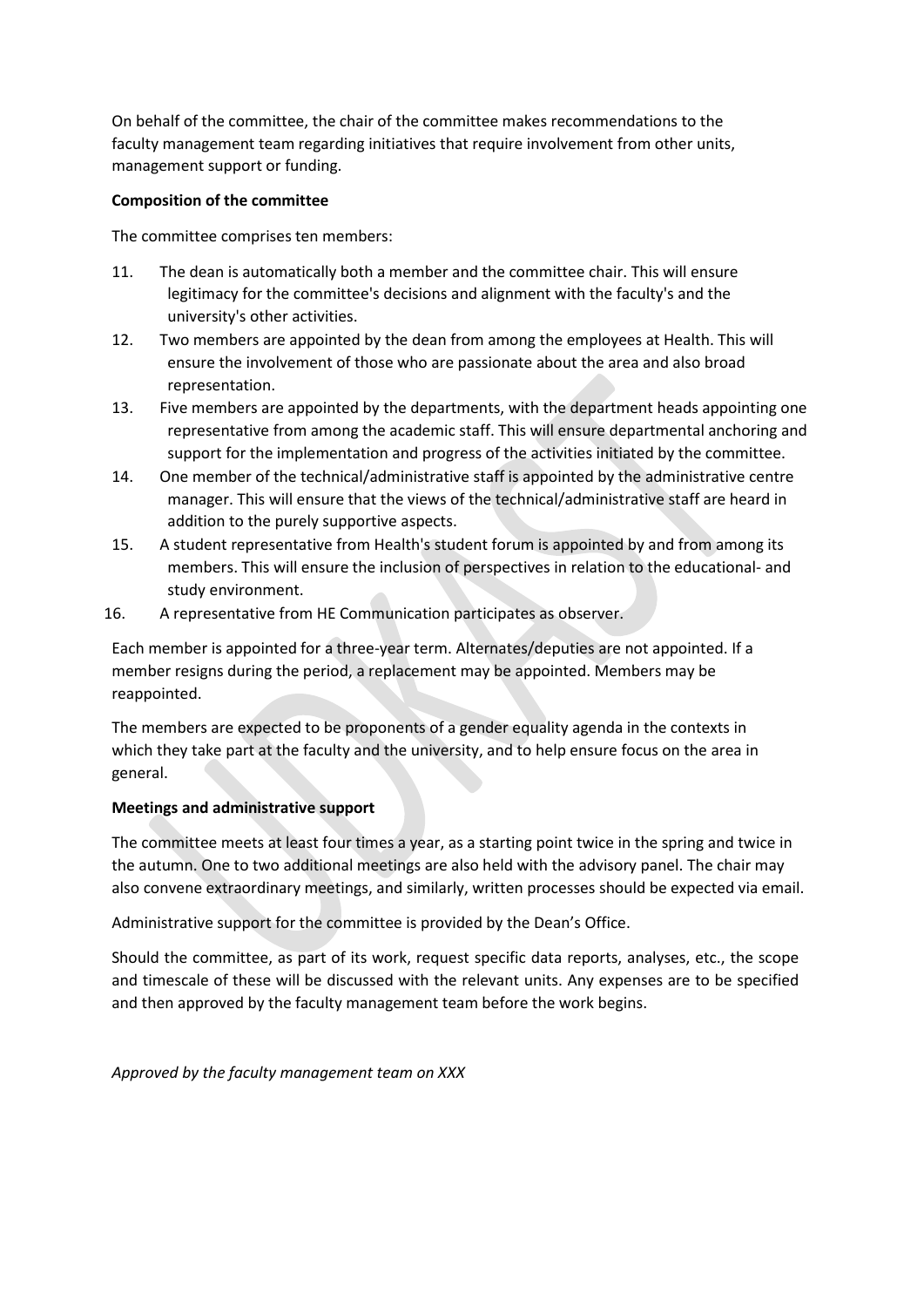On behalf of the committee, the chair of the committee makes recommendations to the faculty management team regarding initiatives that require involvement from other units, management support or funding.

**Composition of the committee**

The committee comprises ten members:

11. The dean is automatically both a member and the committee chair. This will ensure legitimacy for the committee's decisions and alignment with the faculty's and the university's other activities.
12. Two members are appointed by the dean from among the employees at Health. This will ensure the involvement of those who are passionate about the area and also broad representation.
13. Five members are appointed by the departments, with the department heads appointing one representative from among the academic staff. This will ensure departmental anchoring and support for the implementation and progress of the activities initiated by the committee.
14. One member of the technical/administrative staff is appointed by the administrative centre manager. This will ensure that the views of the technical/administrative staff are heard in addition to the purely supportive aspects.
15. A student representative from Health's student forum is appointed by and from among its members. This will ensure the inclusion of perspectives in relation to the educational- and study environment.
16. A representative from HE Communication participates as observer.

Each member is appointed for a three-year term. Alternates/deputies are not appointed. If a member resigns during the period, a replacement may be appointed. Members may be reappointed.

The members are expected to be proponents of a gender equality agenda in the contexts in which they take part at the faculty and the university, and to help ensure focus on the area in general.

**Meetings and administrative support**

The committee meets at least four times a year, as a starting point twice in the spring and twice in the autumn. One to two additional meetings are also held with the advisory panel. The chair may also convene extraordinary meetings, and similarly, written processes should be expected via email.

Administrative support for the committee is provided by the Dean's Office.

Should the committee, as part of its work, request specific data reports, analyses, etc., the scope and timescale of these will be discussed with the relevant units. Any expenses are to be specified and then approved by the faculty management team before the work begins.

*Approved by the faculty management team on XXX*